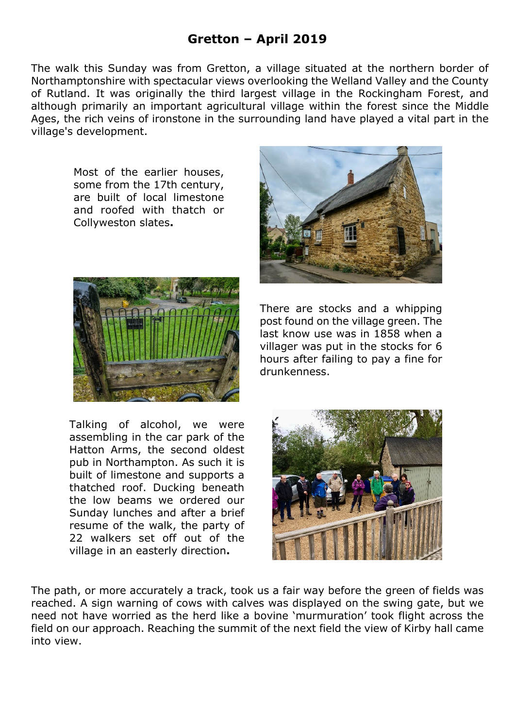# Gretton – April 2019

The walk this Sunday was from Gretton, a village situated at the northern border of Northamptonshire with spectacular views overlooking the Welland Valley and the County of Rutland. It was originally the third largest village in the Rockingham Forest, and although primarily an important agricultural village within the forest since the Middle Ages, the rich veins of ironstone in the surrounding land have played a vital part in the village's development.

Most of the earlier houses, some from the 17th century, are built of local limestone and roofed with thatch or Collyweston slates**.**

There are stocks and a whipping post found on the village green. The last know use was in 1858 when a villager was put in the stocks for 6 hours after failing to pay a fine for drunkenness.

Talking of alcohol, we were assembling in the car park of the Hatton Arms, the second oldest pub in Northampton. As such it is built of limestone and supports a thatched roof. Ducking beneath the low beams we ordered our Sunday lunches and after a brief resume of the walk, the party of 22 walkers set off out of the village in an easterly direction**.**

The path, or more accurately a track, took us a fair way before the green of fields was reached. A sign warning of cows with calves was displayed on the swing gate, but we need not have worried as the herd like a bovine 'murmuration' took flight across the field on our approach. Reaching the summit of the next field the view of Kirby hall came into view.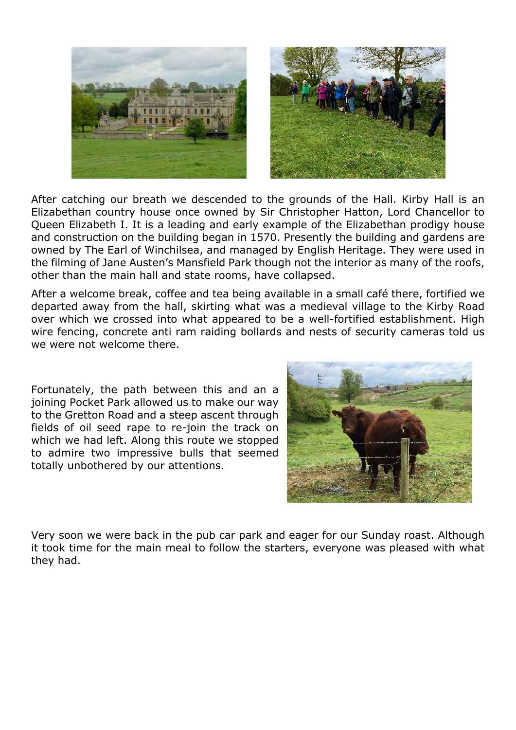After catching our breath we descended to the grounds of the Hall. Kirby Hall is an Elizabethan country house once owned by Sir Christopher Hatton, Lord Chancellor to Queen Elizabeth I. It is a leading and early example of the Elizabethan prodigy house and construction on the building began in 1570. Presently the building and gardens are owned by The Earl of Winchilsea, and managed by English Heritage. They were used in the filming of Jane Austen's Mansfield Park though not the interior as many of the roofs, other than the main hall and state rooms, have collapsed.

After a welcome break, coffee and tea being available in a small café there, fortified we departed away from the hall, skirting what was a medieval village to the Kirby Road over which we crossed into what appeared to be a well-fortified establishment. High wire fencing, concrete anti ram raiding bollards and nests of security cameras told us we were not welcome there.

Fortunately, the path between this and an a joining Pocket Park allowed us to make our way to the Gretton Road and a steep ascent through fields of oil seed rape to re-join the track on which we had left. Along this route we stopped to admire two impressive bulls that seemed totally unbothered by our attentions.

Very soon we were back in the pub car park and eager for our Sunday roast. Although it took time for the main meal to follow the starters, everyone was pleased with what they had.